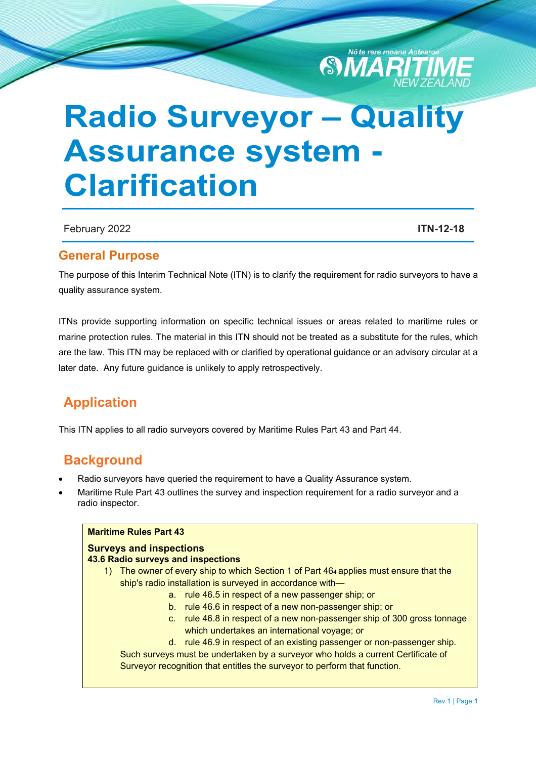# Radio Surveyor – Quality Assurance system - Clarification

February 2022 **ITN-12-18**

## General Purpose

The purpose of this Interim Technical Note (ITN) is to clarify the requirement for radio surveyors to have a quality assurance system.

ITNs provide supporting information on specific technical issues or areas related to maritime rules or marine protection rules. The material in this ITN should not be treated as a substitute for the rules, which are the law. This ITN may be replaced with or clarified by operational guidance or an advisory circular at a later date. Any future guidance is unlikely to apply retrospectively.

## Application

This ITN applies to all radio surveyors covered by Maritime Rules Part 43 and Part 44.

## Background

- Radio surveyors have queried the requirement to have a Quality Assurance system.
- Maritime Rule Part 43 outlines the survey and inspection requirement for a radio surveyor and a radio inspector.

> **Maritime Rules Part 43**
>
> **Surveys and inspections**
> **43.6 Radio surveys and inspections**
>
> 1) The owner of every ship to which Section 1 of Part 46[4] applies must ensure that the ship's radio installation is surveyed in accordance with—
>     a. rule 46.5 in respect of a new passenger ship; or
>     b. rule 46.6 in respect of a new non-passenger ship; or
>     c. rule 46.8 in respect of a new non-passenger ship of 300 gross tonnage which undertakes an international voyage; or
>     d. rule 46.9 in respect of an existing passenger or non-passenger ship.
>
>     Such surveys must be undertaken by a surveyor who holds a current Certificate of Surveyor recognition that entitles the surveyor to perform that function.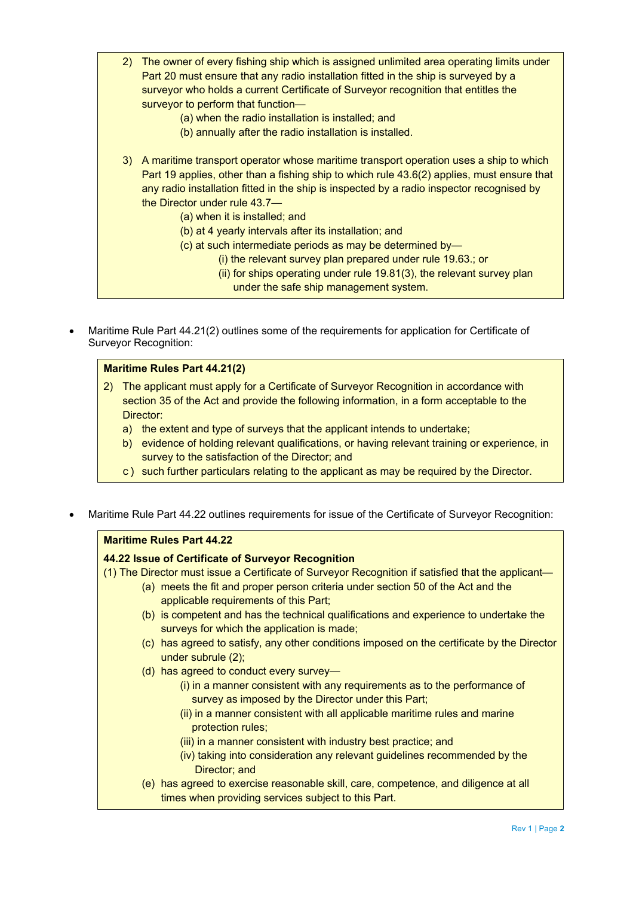2) The owner of every fishing ship which is assigned unlimited area operating limits under Part 20 must ensure that any radio installation fitted in the ship is surveyed by a surveyor who holds a current Certificate of Surveyor recognition that entitles the surveyor to perform that function—

   (a) when the radio installation is installed; and

   (b) annually after the radio installation is installed.

3) A maritime transport operator whose maritime transport operation uses a ship to which Part 19 applies, other than a fishing ship to which rule 43.6(2) applies, must ensure that any radio installation fitted in the ship is inspected by a radio inspector recognised by the Director under rule 43.7—

   (a) when it is installed; and

   (b) at 4 yearly intervals after its installation; and

   (c) at such intermediate periods as may be determined by—

      (i) the relevant survey plan prepared under rule 19.63.; or

      (ii) for ships operating under rule 19.81(3), the relevant survey plan under the safe ship management system.

- Maritime Rule Part 44.21(2) outlines some of the requirements for application for Certificate of Surveyor Recognition:

**Maritime Rules Part 44.21(2)**

2) The applicant must apply for a Certificate of Surveyor Recognition in accordance with section 35 of the Act and provide the following information, in a form acceptable to the Director:

   a) the extent and type of surveys that the applicant intends to undertake;

   b) evidence of holding relevant qualifications, or having relevant training or experience, in survey to the satisfaction of the Director; and

   c ) such further particulars relating to the applicant as may be required by the Director.

- Maritime Rule Part 44.22 outlines requirements for issue of the Certificate of Surveyor Recognition:

**Maritime Rules Part 44.22**

**44.22 Issue of Certificate of Surveyor Recognition**

(1) The Director must issue a Certificate of Surveyor Recognition if satisfied that the applicant—

   (a) meets the fit and proper person criteria under section 50 of the Act and the applicable requirements of this Part;

   (b) is competent and has the technical qualifications and experience to undertake the surveys for which the application is made;

   (c) has agreed to satisfy, any other conditions imposed on the certificate by the Director under subrule (2);

   (d) has agreed to conduct every survey—

      (i) in a manner consistent with any requirements as to the performance of survey as imposed by the Director under this Part;

      (ii) in a manner consistent with all applicable maritime rules and marine protection rules;

      (iii) in a manner consistent with industry best practice; and

      (iv) taking into consideration any relevant guidelines recommended by the Director; and

   (e) has agreed to exercise reasonable skill, care, competence, and diligence at all times when providing services subject to this Part.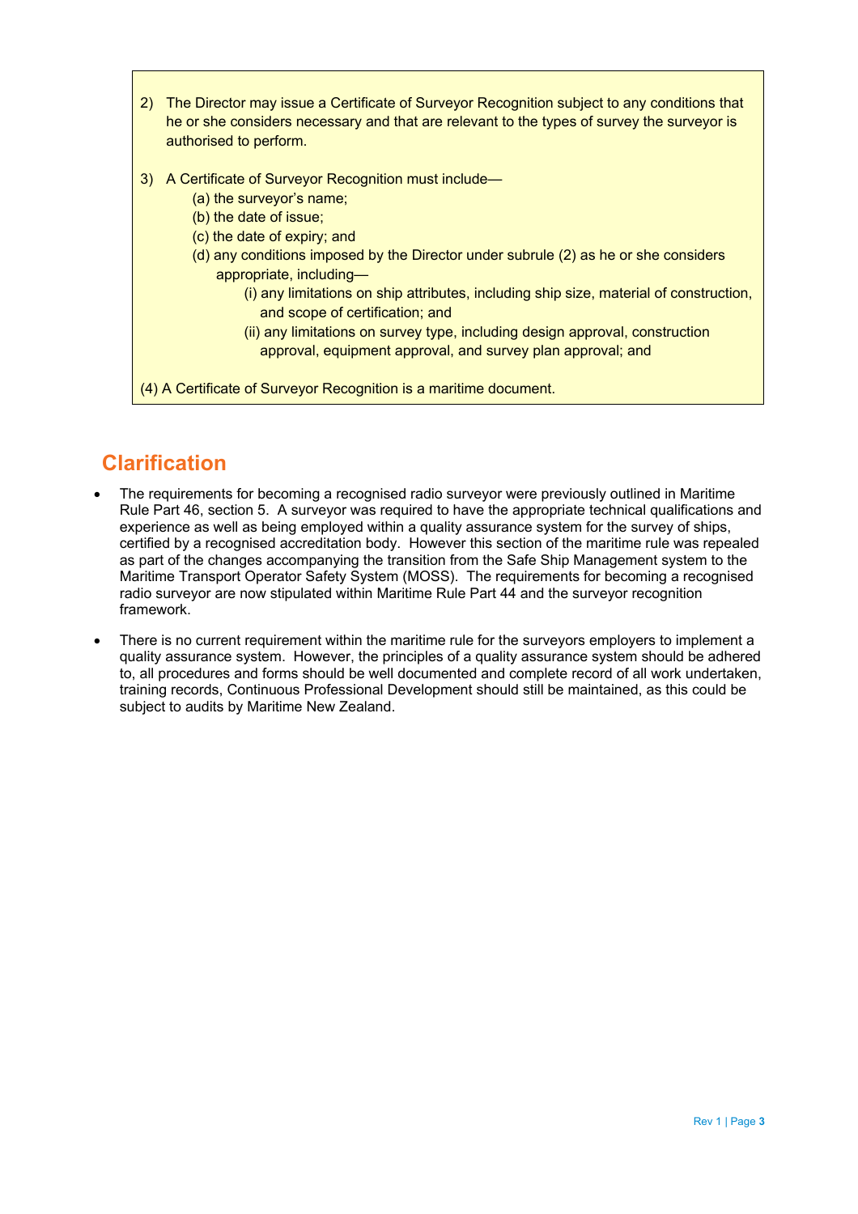2) The Director may issue a Certificate of Surveyor Recognition subject to any conditions that he or she considers necessary and that are relevant to the types of survey the surveyor is authorised to perform.

3) A Certificate of Surveyor Recognition must include—

   (a) the surveyor's name;

   (b) the date of issue;

   (c) the date of expiry; and

   (d) any conditions imposed by the Director under subrule (2) as he or she considers appropriate, including—

      (i) any limitations on ship attributes, including ship size, material of construction, and scope of certification; and

      (ii) any limitations on survey type, including design approval, construction approval, equipment approval, and survey plan approval; and

(4) A Certificate of Surveyor Recognition is a maritime document.

## Clarification

- The requirements for becoming a recognised radio surveyor were previously outlined in Maritime Rule Part 46, section 5. A surveyor was required to have the appropriate technical qualifications and experience as well as being employed within a quality assurance system for the survey of ships, certified by a recognised accreditation body. However this section of the maritime rule was repealed as part of the changes accompanying the transition from the Safe Ship Management system to the Maritime Transport Operator Safety System (MOSS). The requirements for becoming a recognised radio surveyor are now stipulated within Maritime Rule Part 44 and the surveyor recognition framework.
- There is no current requirement within the maritime rule for the surveyors employers to implement a quality assurance system. However, the principles of a quality assurance system should be adhered to, all procedures and forms should be well documented and complete record of all work undertaken, training records, Continuous Professional Development should still be maintained, as this could be subject to audits by Maritime New Zealand.